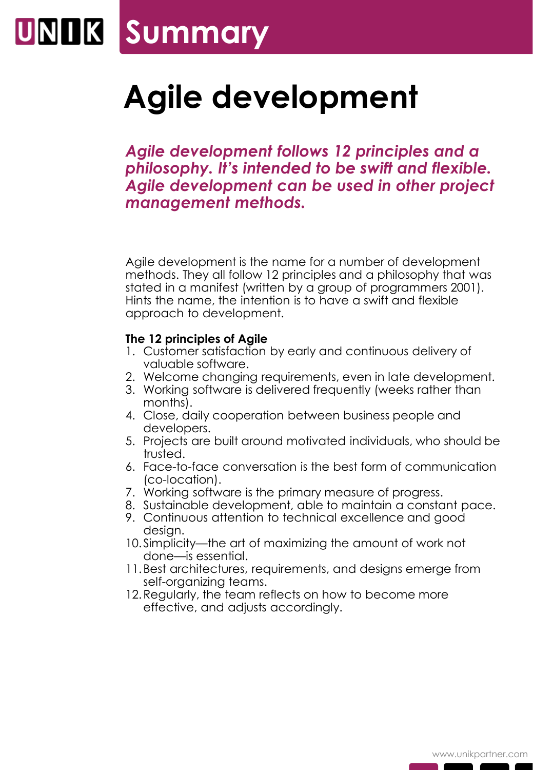# Summary

# Agile development

***Agile development follows 12 principles and a philosophy. It's intended to be swift and flexible. Agile development can be used in other project management methods.***

Agile development is the name for a number of development methods. They all follow 12 principles and a philosophy that was stated in a manifest (written by a group of programmers 2001). Hints the name, the intention is to have a swift and flexible approach to development.

**The 12 principles of Agile**

1. Customer satisfaction by early and continuous delivery of valuable software.
2. Welcome changing requirements, even in late development.
3. Working software is delivered frequently (weeks rather than months).
4. Close, daily cooperation between business people and developers.
5. Projects are built around motivated individuals, who should be trusted.
6. Face-to-face conversation is the best form of communication (co-location).
7. Working software is the primary measure of progress.
8. Sustainable development, able to maintain a constant pace.
9. Continuous attention to technical excellence and good design.
10. Simplicity—the art of maximizing the amount of work not done—is essential.
11. Best architectures, requirements, and designs emerge from self-organizing teams.
12. Regularly, the team reflects on how to become more effective, and adjusts accordingly.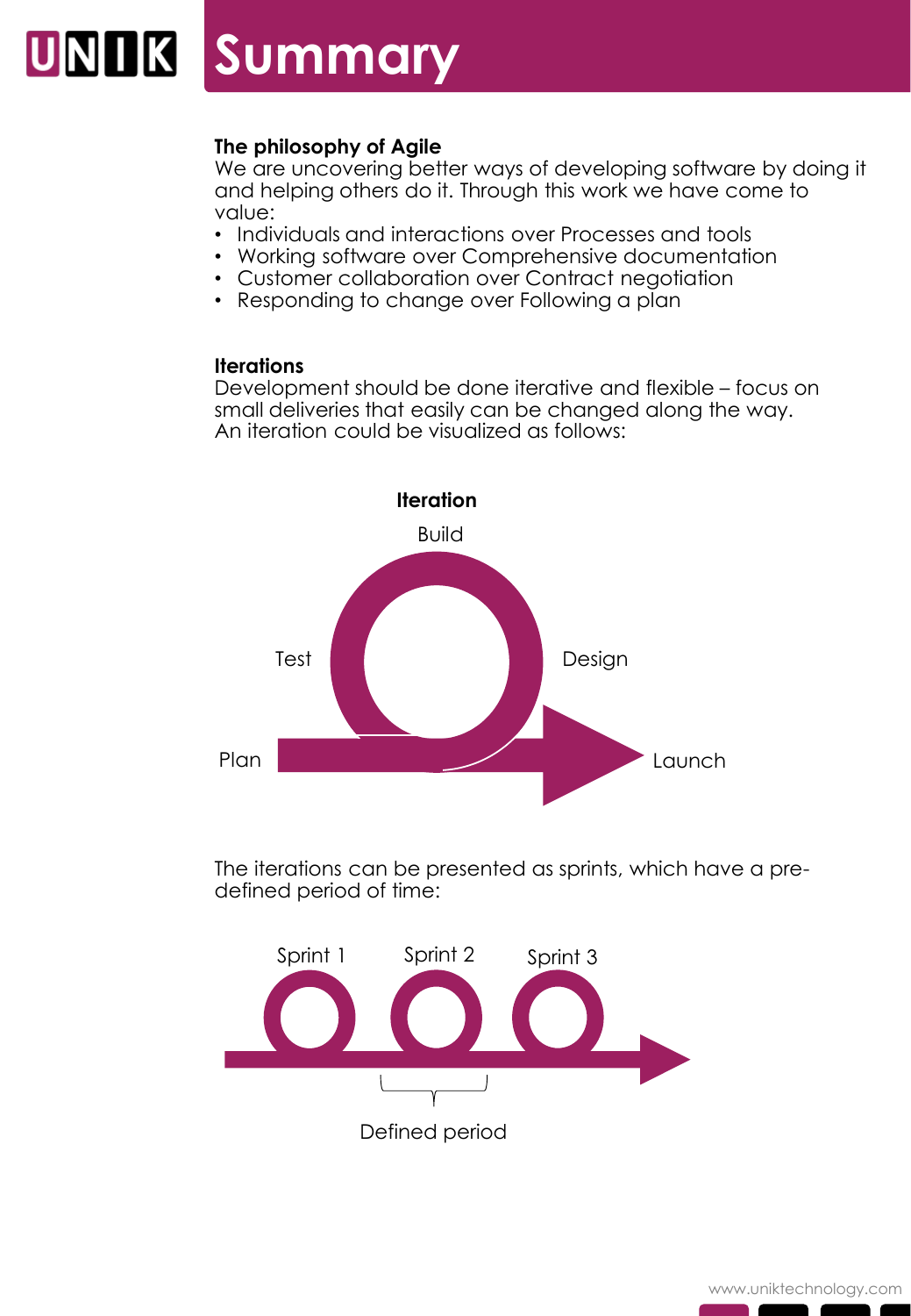# Summary

**The philosophy of Agile**
We are uncovering better ways of developing software by doing it and helping others do it. Through this work we have come to value:

- Individuals and interactions over Processes and tools
- Working software over Comprehensive documentation
- Customer collaboration over Contract negotiation
- Responding to change over Following a plan

**Iterations**
Development should be done iterative and flexible – focus on small deliveries that easily can be changed along the way. An iteration could be visualized as follows:

**Iteration**

Build

Test

Design

Plan

Launch

The iterations can be presented as sprints, which have a pre-defined period of time:

Sprint 1 Sprint 2 Sprint 3

Defined period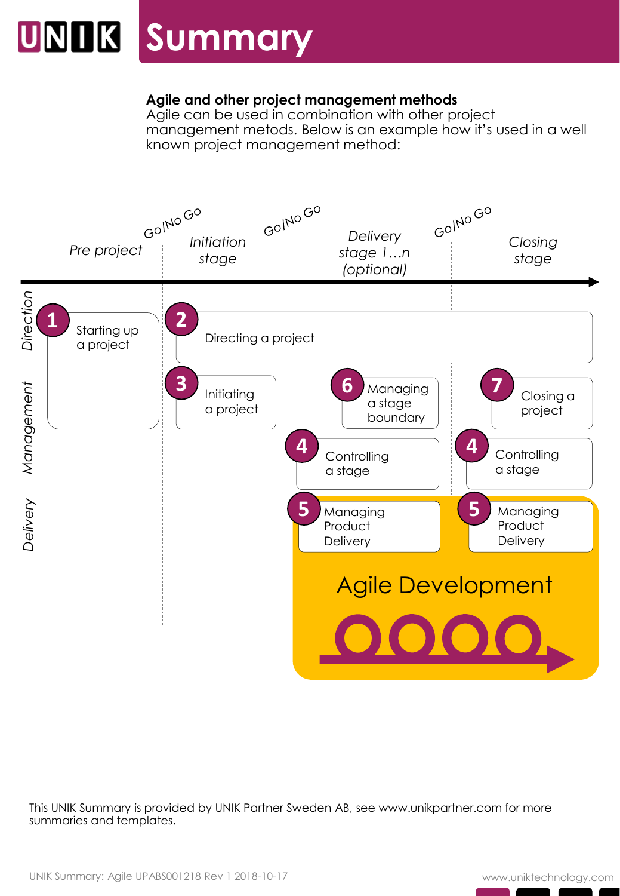# Summary

**Agile and other project management methods**
Agile can be used in combination with other project management metods. Below is an example how it's used in a well known project management method:

Pre project
Go/No Go
Initiation stage
Go/No Go
Delivery stage 1…n (optional)
Go/No Go
Closing stage

Direction
Management
Delivery

1 Starting up a project
2 Directing a project
3 Initiating a project
6 Managing a stage boundary
7 Closing a project
4 Controlling a stage
4 Controlling a stage
5 Managing Product Delivery
5 Managing Product Delivery

Agile Development

This UNIK Summary is provided by UNIK Partner Sweden AB, see www.unikpartner.com for more summaries and templates.

UNIK Summary: Agile UPABS001218 Rev 1 2018-10-17

www.uniktechnology.com